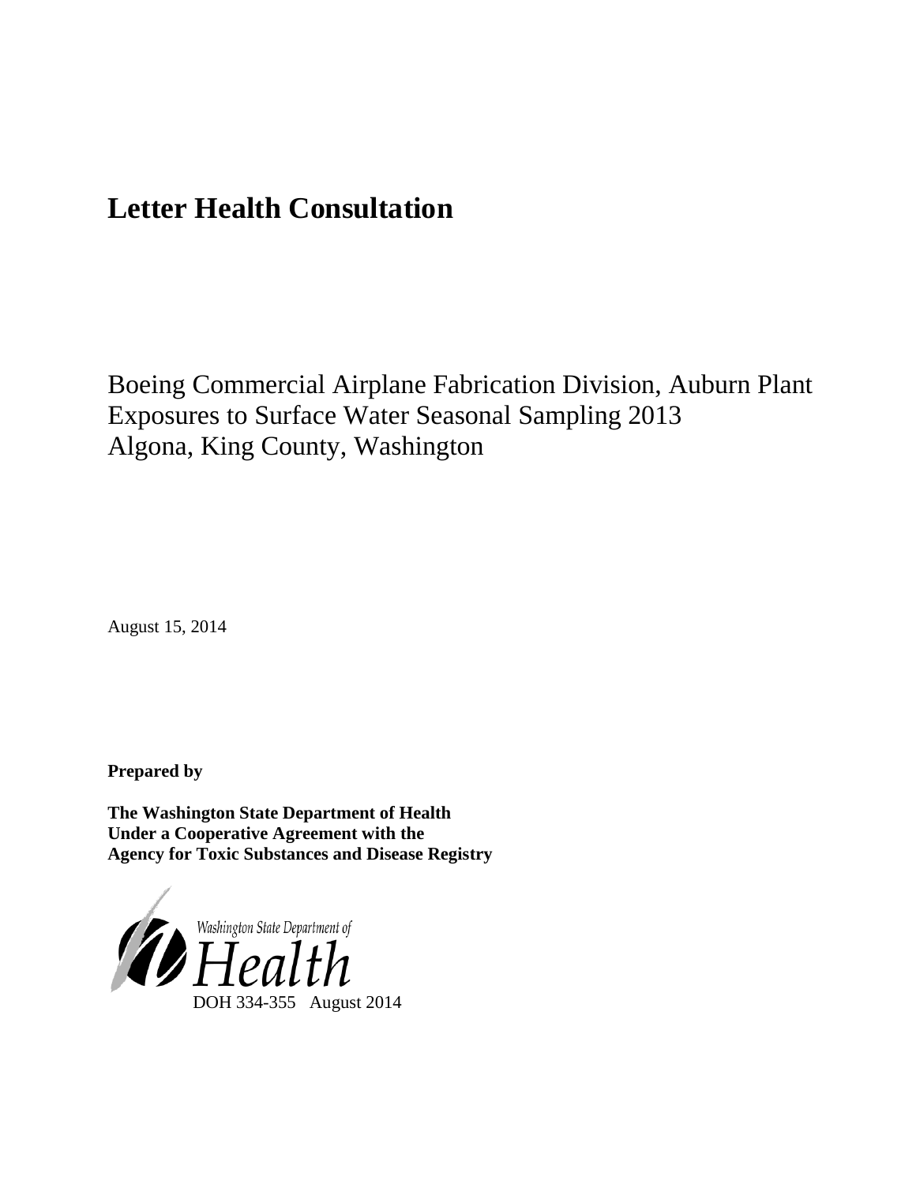# Letter Health Consultation

Boeing Commercial Airplane Fabrication Division, Auburn Plant
Exposures to Surface Water Seasonal Sampling 2013
Algona, King County, Washington

August 15, 2014

**Prepared by**

**The Washington State Department of Health**
**Under a Cooperative Agreement with the**
**Agency for Toxic Substances and Disease Registry**

Washington State Department of
Health
DOH 334-355 August 2014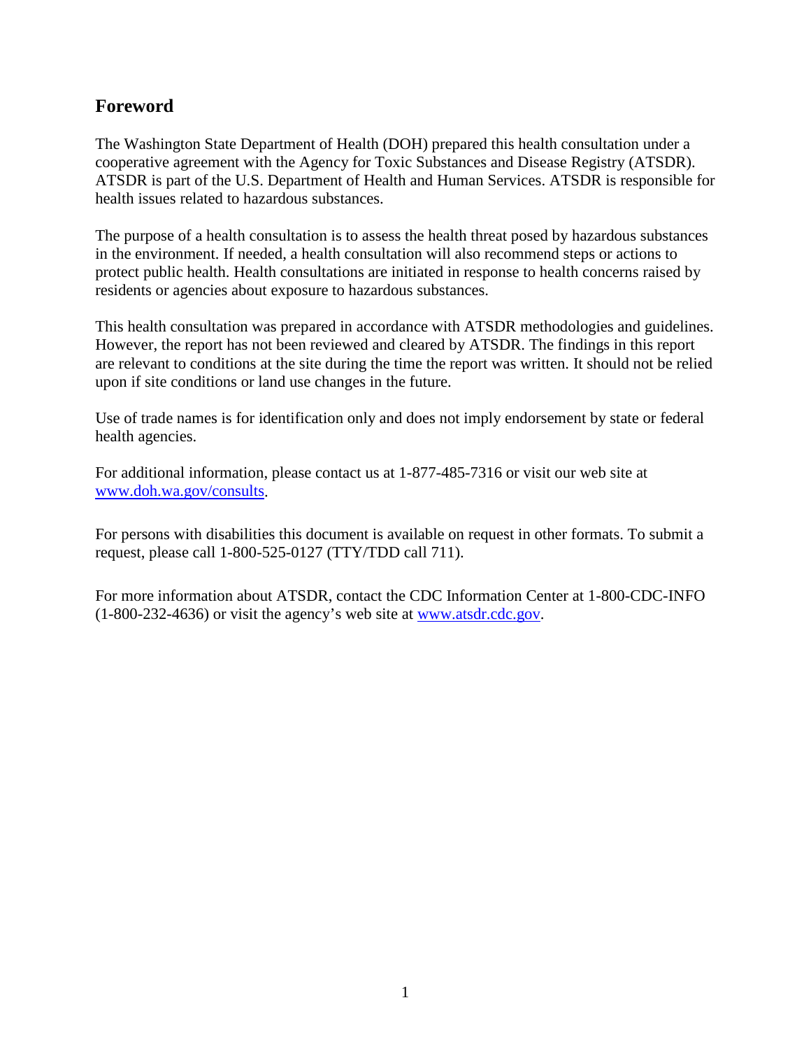## Foreword

The Washington State Department of Health (DOH) prepared this health consultation under a cooperative agreement with the Agency for Toxic Substances and Disease Registry (ATSDR). ATSDR is part of the U.S. Department of Health and Human Services. ATSDR is responsible for health issues related to hazardous substances.

The purpose of a health consultation is to assess the health threat posed by hazardous substances in the environment. If needed, a health consultation will also recommend steps or actions to protect public health. Health consultations are initiated in response to health concerns raised by residents or agencies about exposure to hazardous substances.

This health consultation was prepared in accordance with ATSDR methodologies and guidelines. However, the report has not been reviewed and cleared by ATSDR. The findings in this report are relevant to conditions at the site during the time the report was written. It should not be relied upon if site conditions or land use changes in the future.

Use of trade names is for identification only and does not imply endorsement by state or federal health agencies.

For additional information, please contact us at 1-877-485-7316 or visit our web site at [www.doh.wa.gov/consults](http://www.doh.wa.gov/consults).

For persons with disabilities this document is available on request in other formats. To submit a request, please call 1-800-525-0127 (TTY/TDD call 711).

For more information about ATSDR, contact the CDC Information Center at 1-800-CDC-INFO (1-800-232-4636) or visit the agency's web site at [www.atsdr.cdc.gov](http://www.atsdr.cdc.gov).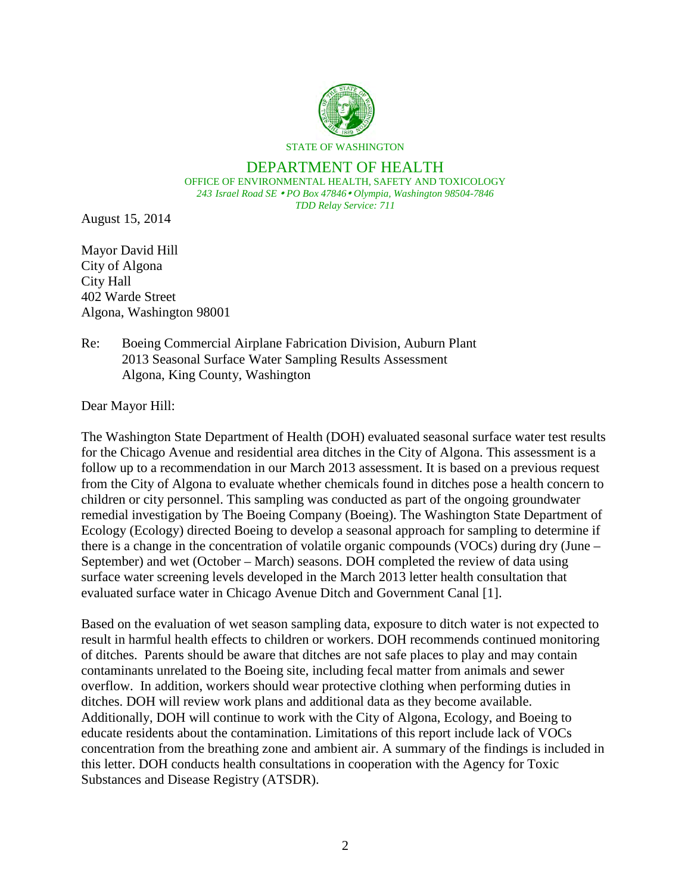STATE OF WASHINGTON

DEPARTMENT OF HEALTH

OFFICE OF ENVIRONMENTAL HEALTH, SAFETY AND TOXICOLOGY

*243 Israel Road SE • PO Box 47846 • Olympia, Washington 98504-7846*

*TDD Relay Service: 711*

August 15, 2014

Mayor David Hill
City of Algona
City Hall
402 Warde Street
Algona, Washington 98001

Re: Boeing Commercial Airplane Fabrication Division, Auburn Plant
2013 Seasonal Surface Water Sampling Results Assessment
Algona, King County, Washington

Dear Mayor Hill:

The Washington State Department of Health (DOH) evaluated seasonal surface water test results for the Chicago Avenue and residential area ditches in the City of Algona. This assessment is a follow up to a recommendation in our March 2013 assessment. It is based on a previous request from the City of Algona to evaluate whether chemicals found in ditches pose a health concern to children or city personnel. This sampling was conducted as part of the ongoing groundwater remedial investigation by The Boeing Company (Boeing). The Washington State Department of Ecology (Ecology) directed Boeing to develop a seasonal approach for sampling to determine if there is a change in the concentration of volatile organic compounds (VOCs) during dry (June – September) and wet (October – March) seasons. DOH completed the review of data using surface water screening levels developed in the March 2013 letter health consultation that evaluated surface water in Chicago Avenue Ditch and Government Canal [1].

Based on the evaluation of wet season sampling data, exposure to ditch water is not expected to result in harmful health effects to children or workers. DOH recommends continued monitoring of ditches. Parents should be aware that ditches are not safe places to play and may contain contaminants unrelated to the Boeing site, including fecal matter from animals and sewer overflow. In addition, workers should wear protective clothing when performing duties in ditches. DOH will review work plans and additional data as they become available. Additionally, DOH will continue to work with the City of Algona, Ecology, and Boeing to educate residents about the contamination. Limitations of this report include lack of VOCs concentration from the breathing zone and ambient air. A summary of the findings is included in this letter. DOH conducts health consultations in cooperation with the Agency for Toxic Substances and Disease Registry (ATSDR).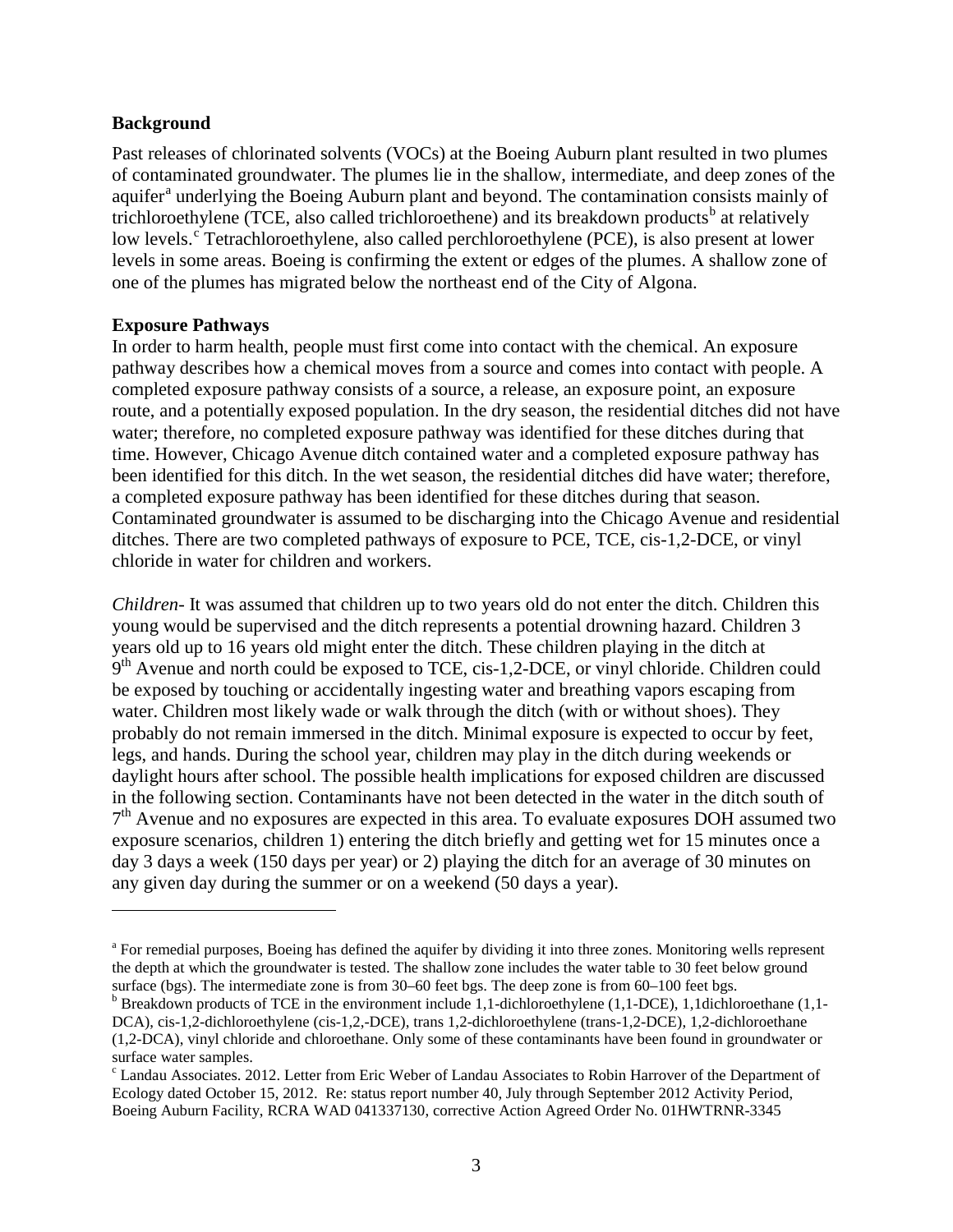**Background**

Past releases of chlorinated solvents (VOCs) at the Boeing Auburn plant resulted in two plumes of contaminated groundwater. The plumes lie in the shallow, intermediate, and deep zones of the aquifer[a] underlying the Boeing Auburn plant and beyond. The contamination consists mainly of trichloroethylene (TCE, also called trichloroethene) and its breakdown products[b] at relatively low levels.[c] Tetrachloroethylene, also called perchloroethylene (PCE), is also present at lower levels in some areas. Boeing is confirming the extent or edges of the plumes. A shallow zone of one of the plumes has migrated below the northeast end of the City of Algona.

**Exposure Pathways**

In order to harm health, people must first come into contact with the chemical. An exposure pathway describes how a chemical moves from a source and comes into contact with people. A completed exposure pathway consists of a source, a release, an exposure point, an exposure route, and a potentially exposed population. In the dry season, the residential ditches did not have water; therefore, no completed exposure pathway was identified for these ditches during that time. However, Chicago Avenue ditch contained water and a completed exposure pathway has been identified for this ditch. In the wet season, the residential ditches did have water; therefore, a completed exposure pathway has been identified for these ditches during that season. Contaminated groundwater is assumed to be discharging into the Chicago Avenue and residential ditches. There are two completed pathways of exposure to PCE, TCE, cis-1,2-DCE, or vinyl chloride in water for children and workers.

*Children*- It was assumed that children up to two years old do not enter the ditch. Children this young would be supervised and the ditch represents a potential drowning hazard. Children 3 years old up to 16 years old might enter the ditch. These children playing in the ditch at 9th Avenue and north could be exposed to TCE, cis-1,2-DCE, or vinyl chloride. Children could be exposed by touching or accidentally ingesting water and breathing vapors escaping from water. Children most likely wade or walk through the ditch (with or without shoes). They probably do not remain immersed in the ditch. Minimal exposure is expected to occur by feet, legs, and hands. During the school year, children may play in the ditch during weekends or daylight hours after school. The possible health implications for exposed children are discussed in the following section. Contaminants have not been detected in the water in the ditch south of 7th Avenue and no exposures are expected in this area. To evaluate exposures DOH assumed two exposure scenarios, children 1) entering the ditch briefly and getting wet for 15 minutes once a day 3 days a week (150 days per year) or 2) playing the ditch for an average of 30 minutes on any given day during the summer or on a weekend (50 days a year).

---

[a] For remedial purposes, Boeing has defined the aquifer by dividing it into three zones. Monitoring wells represent the depth at which the groundwater is tested. The shallow zone includes the water table to 30 feet below ground surface (bgs). The intermediate zone is from 30–60 feet bgs. The deep zone is from 60–100 feet bgs.

[b] Breakdown products of TCE in the environment include 1,1-dichloroethylene (1,1-DCE), 1,1dichloroethane (1,1-DCA), cis-1,2-dichloroethylene (cis-1,2,-DCE), trans 1,2-dichloroethylene (trans-1,2-DCE), 1,2-dichloroethane (1,2-DCA), vinyl chloride and chloroethane. Only some of these contaminants have been found in groundwater or surface water samples.

[c] Landau Associates. 2012. Letter from Eric Weber of Landau Associates to Robin Harrover of the Department of Ecology dated October 15, 2012. Re: status report number 40, July through September 2012 Activity Period, Boeing Auburn Facility, RCRA WAD 041337130, corrective Action Agreed Order No. 01HWTRNR-3345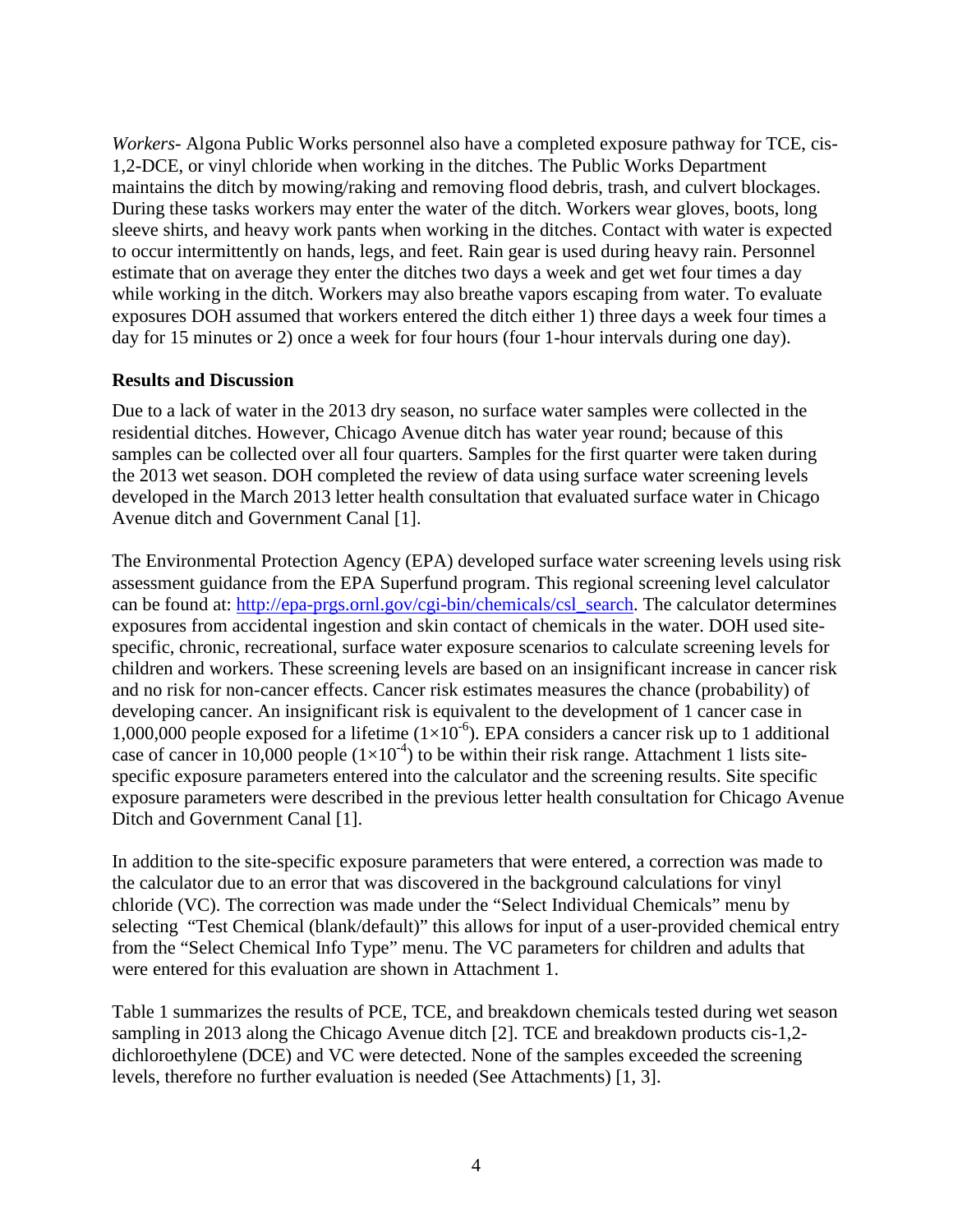*Workers*- Algona Public Works personnel also have a completed exposure pathway for TCE, cis-1,2-DCE, or vinyl chloride when working in the ditches. The Public Works Department maintains the ditch by mowing/raking and removing flood debris, trash, and culvert blockages. During these tasks workers may enter the water of the ditch. Workers wear gloves, boots, long sleeve shirts, and heavy work pants when working in the ditches. Contact with water is expected to occur intermittently on hands, legs, and feet. Rain gear is used during heavy rain. Personnel estimate that on average they enter the ditches two days a week and get wet four times a day while working in the ditch. Workers may also breathe vapors escaping from water. To evaluate exposures DOH assumed that workers entered the ditch either 1) three days a week four times a day for 15 minutes or 2) once a week for four hours (four 1-hour intervals during one day).

**Results and Discussion**

Due to a lack of water in the 2013 dry season, no surface water samples were collected in the residential ditches. However, Chicago Avenue ditch has water year round; because of this samples can be collected over all four quarters. Samples for the first quarter were taken during the 2013 wet season. DOH completed the review of data using surface water screening levels developed in the March 2013 letter health consultation that evaluated surface water in Chicago Avenue ditch and Government Canal [1].

The Environmental Protection Agency (EPA) developed surface water screening levels using risk assessment guidance from the EPA Superfund program. This regional screening level calculator can be found at: http://epa-prgs.ornl.gov/cgi-bin/chemicals/csl_search. The calculator determines exposures from accidental ingestion and skin contact of chemicals in the water. DOH used site-specific, chronic, recreational, surface water exposure scenarios to calculate screening levels for children and workers. These screening levels are based on an insignificant increase in cancer risk and no risk for non-cancer effects. Cancer risk estimates measures the chance (probability) of developing cancer. An insignificant risk is equivalent to the development of 1 cancer case in 1,000,000 people exposed for a lifetime ($1\times10^{-6}$). EPA considers a cancer risk up to 1 additional case of cancer in 10,000 people ($1\times10^{-4}$) to be within their risk range. Attachment 1 lists site-specific exposure parameters entered into the calculator and the screening results. Site specific exposure parameters were described in the previous letter health consultation for Chicago Avenue Ditch and Government Canal [1].

In addition to the site-specific exposure parameters that were entered, a correction was made to the calculator due to an error that was discovered in the background calculations for vinyl chloride (VC). The correction was made under the "Select Individual Chemicals" menu by selecting "Test Chemical (blank/default)" this allows for input of a user-provided chemical entry from the "Select Chemical Info Type" menu. The VC parameters for children and adults that were entered for this evaluation are shown in Attachment 1.

Table 1 summarizes the results of PCE, TCE, and breakdown chemicals tested during wet season sampling in 2013 along the Chicago Avenue ditch [2]. TCE and breakdown products cis-1,2-dichloroethylene (DCE) and VC were detected. None of the samples exceeded the screening levels, therefore no further evaluation is needed (See Attachments) [1, 3].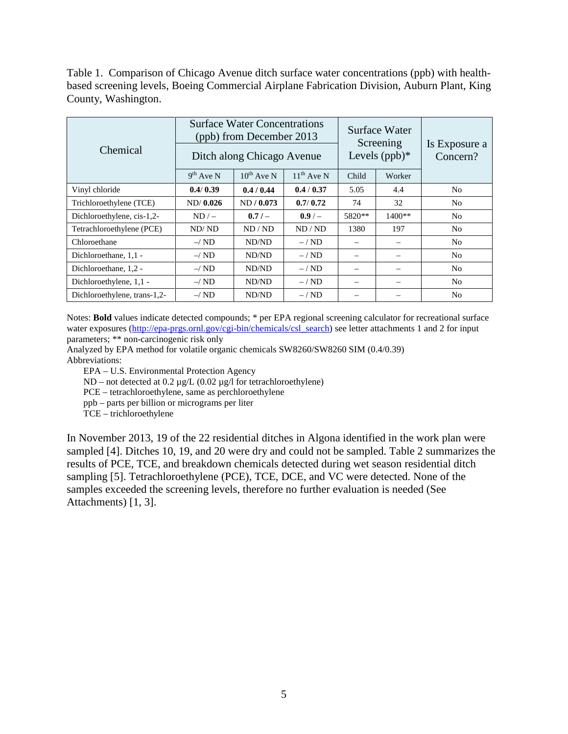Table 1. Comparison of Chicago Avenue ditch surface water concentrations (ppb) with health-based screening levels, Boeing Commercial Airplane Fabrication Division, Auburn Plant, King County, Washington.

| Chemical | Surface Water Concentrations (ppb) from December 2013 — Ditch along Chicago Avenue | | | Surface Water Screening Levels (ppb)* | | Is Exposure a Concern? |
|---|---|---|---|---|---|---|
| | 9th Ave N | 10th Ave N | 11th Ave N | Child | Worker | |
| Vinyl chloride | **0.4**/ **0.39** | **0.4** / **0.44** | **0.4** / **0.37** | 5.05 | 4.4 | No |
| Trichloroethylene (TCE) | ND/ **0.026** | ND / **0.073** | **0.7**/ **0.72** | 74 | 32 | No |
| Dichloroethylene, cis-1,2- | ND / – | **0.7** / – | **0.9** / – | 5820** | 1400** | No |
| Tetrachloroethylene (PCE) | ND/ ND | ND / ND | ND / ND | 1380 | 197 | No |
| Chloroethane | –/ ND | ND/ND | – / ND | – | – | No |
| Dichloroethane, 1,1 - | –/ ND | ND/ND | – / ND | – | – | No |
| Dichloroethane, 1,2 - | –/ ND | ND/ND | – / ND | – | – | No |
| Dichloroethylene, 1,1 - | –/ ND | ND/ND | – / ND | – | – | No |
| Dichloroethylene, trans-1,2- | –/ ND | ND/ND | – / ND | – | – | No |

Notes: **Bold** values indicate detected compounds; * per EPA regional screening calculator for recreational surface water exposures (http://epa-prgs.ornl.gov/cgi-bin/chemicals/csl_search) see letter attachments 1 and 2 for input parameters; ** non-carcinogenic risk only

Analyzed by EPA method for volatile organic chemicals SW8260/SW8260 SIM (0.4/0.39)

Abbreviations:

- EPA – U.S. Environmental Protection Agency
- ND – not detected at 0.2 µg/L (0.02 µg/l for tetrachloroethylene)
- PCE – tetrachloroethylene, same as perchloroethylene
- ppb – parts per billion or micrograms per liter
- TCE – trichloroethylene

In November 2013, 19 of the 22 residential ditches in Algona identified in the work plan were sampled [4]. Ditches 10, 19, and 20 were dry and could not be sampled. Table 2 summarizes the results of PCE, TCE, and breakdown chemicals detected during wet season residential ditch sampling [5]. Tetrachloroethylene (PCE), TCE, DCE, and VC were detected. None of the samples exceeded the screening levels, therefore no further evaluation is needed (See Attachments) [1, 3].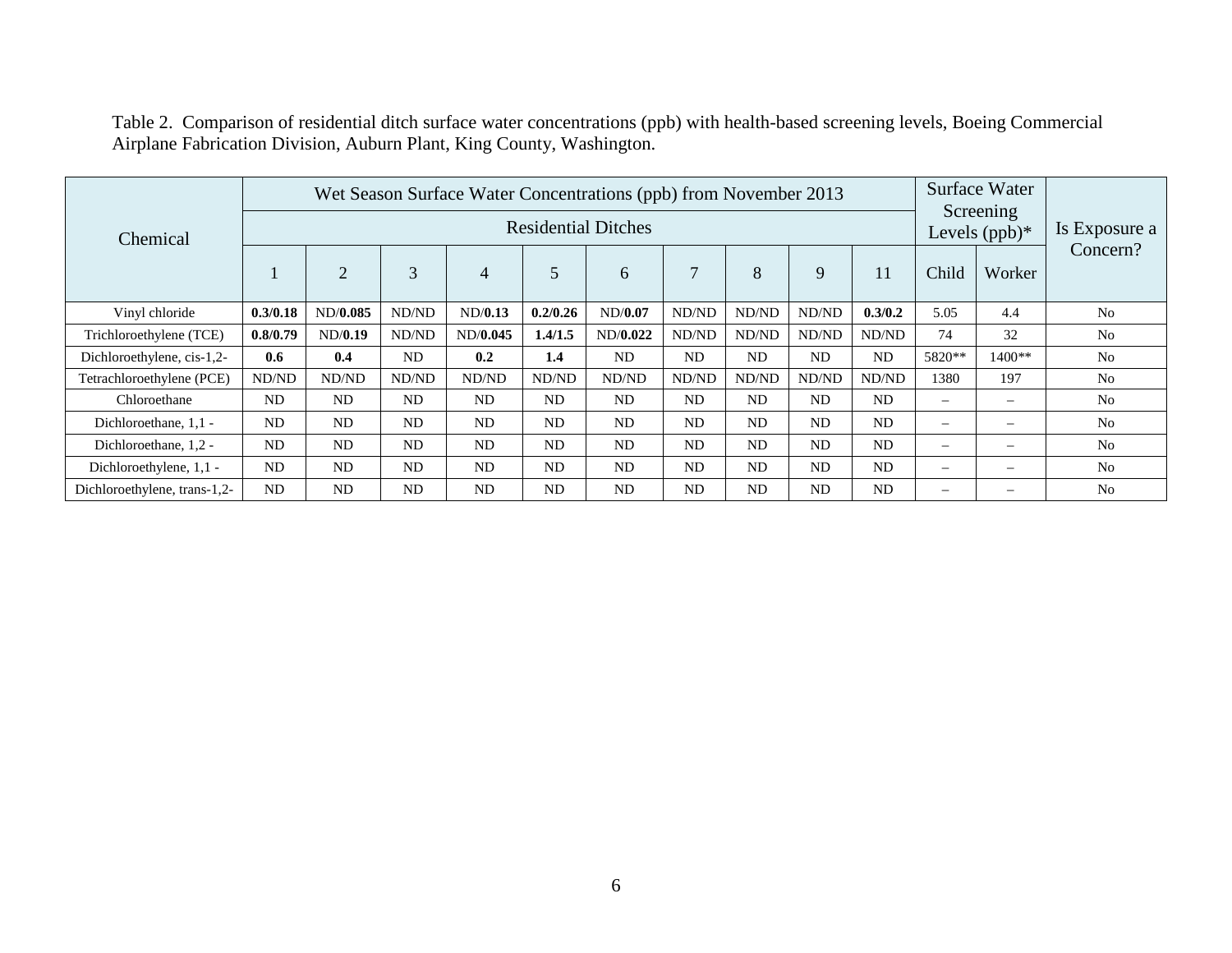Table 2. Comparison of residential ditch surface water concentrations (ppb) with health-based screening levels, Boeing Commercial Airplane Fabrication Division, Auburn Plant, King County, Washington.

| Chemical | Wet Season Surface Water Concentrations (ppb) from November 2013 | | | | | | | | | | Surface Water Screening Levels (ppb)* | | Is Exposure a Concern? |
|---|---|---|---|---|---|---|---|---|---|---|---|---|---|
| | Residential Ditches | | | | | | | | | | | | |
| | 1 | 2 | 3 | 4 | 5 | 6 | 7 | 8 | 9 | 11 | Child | Worker | |
| Vinyl chloride | **0.3/0.18** | ND/**0.085** | ND/ND | ND/**0.13** | **0.2/0.26** | ND/**0.07** | ND/ND | ND/ND | ND/ND | **0.3/0.2** | 5.05 | 4.4 | No |
| Trichloroethylene (TCE) | **0.8/0.79** | ND/**0.19** | ND/ND | ND/**0.045** | **1.4/1.5** | ND/**0.022** | ND/ND | ND/ND | ND/ND | ND/ND | 74 | 32 | No |
| Dichloroethylene, cis-1,2- | **0.6** | **0.4** | ND | **0.2** | **1.4** | ND | ND | ND | ND | ND | 5820** | 1400** | No |
| Tetrachloroethylene (PCE) | ND/ND | ND/ND | ND/ND | ND/ND | ND/ND | ND/ND | ND/ND | ND/ND | ND/ND | ND/ND | 1380 | 197 | No |
| Chloroethane | ND | ND | ND | ND | ND | ND | ND | ND | ND | ND | – | – | No |
| Dichloroethane, 1,1 - | ND | ND | ND | ND | ND | ND | ND | ND | ND | ND | – | – | No |
| Dichloroethane, 1,2 - | ND | ND | ND | ND | ND | ND | ND | ND | ND | ND | – | – | No |
| Dichloroethylene, 1,1 - | ND | ND | ND | ND | ND | ND | ND | ND | ND | ND | – | – | No |
| Dichloroethylene, trans-1,2- | ND | ND | ND | ND | ND | ND | ND | ND | ND | ND | – | – | No |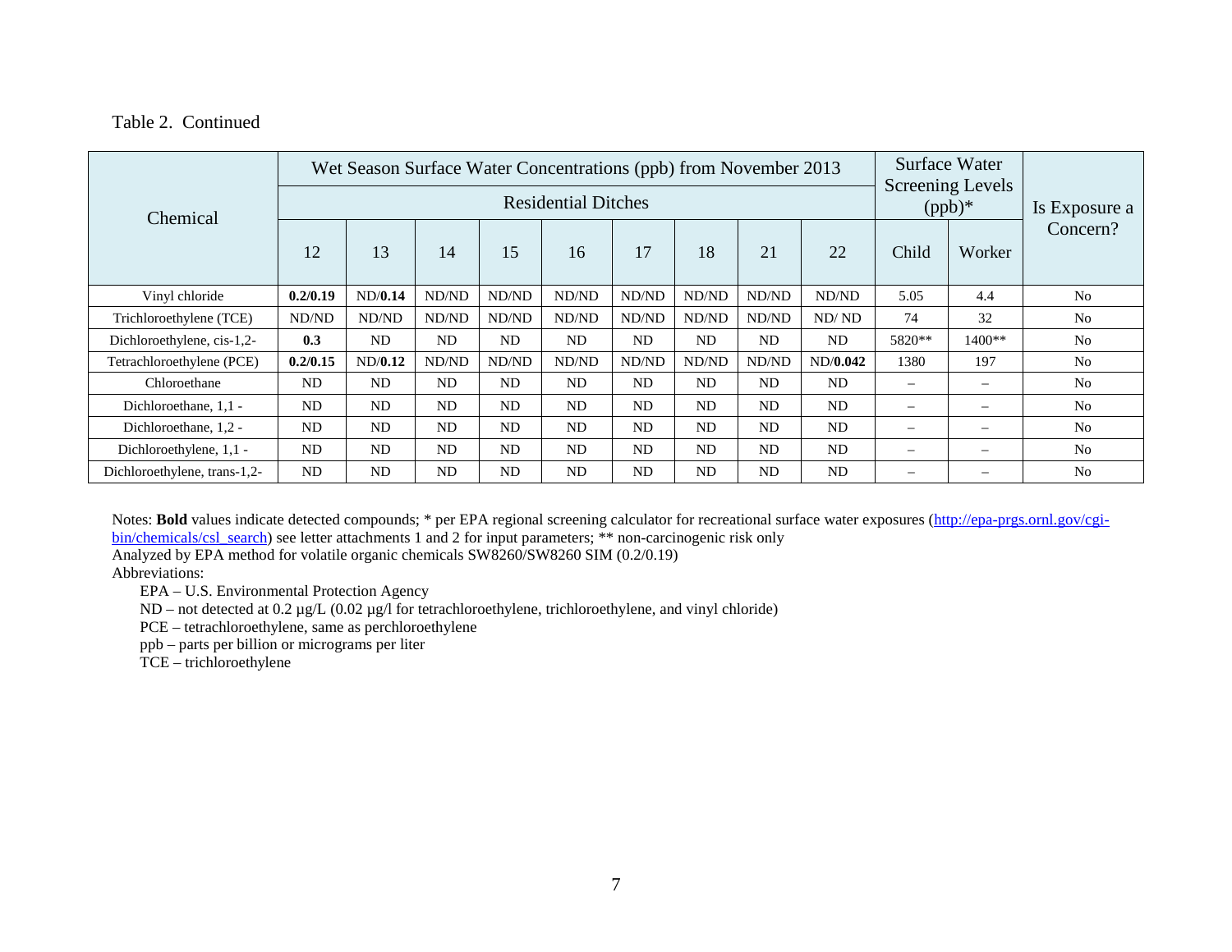Table 2. Continued

| Chemical | Wet Season Surface Water Concentrations (ppb) from November 2013 | | | | | | | | | Surface Water Screening Levels (ppb)* | | Is Exposure a Concern? |
|---|---|---|---|---|---|---|---|---|---|---|---|---|
| | Residential Ditches | | | | | | | | | | | |
| | 12 | 13 | 14 | 15 | 16 | 17 | 18 | 21 | 22 | Child | Worker | |
| Vinyl chloride | **0.2/0.19** | ND/**0.14** | ND/ND | ND/ND | ND/ND | ND/ND | ND/ND | ND/ND | ND/ND | 5.05 | 4.4 | No |
| Trichloroethylene (TCE) | ND/ND | ND/ND | ND/ND | ND/ND | ND/ND | ND/ND | ND/ND | ND/ND | ND/ ND | 74 | 32 | No |
| Dichloroethylene, cis-1,2- | **0.3** | ND | ND | ND | ND | ND | ND | ND | ND | 5820** | 1400** | No |
| Tetrachloroethylene (PCE) | **0.2/0.15** | ND/**0.12** | ND/ND | ND/ND | ND/ND | ND/ND | ND/ND | ND/ND | ND/**0.042** | 1380 | 197 | No |
| Chloroethane | ND | ND | ND | ND | ND | ND | ND | ND | ND | – | – | No |
| Dichloroethane, 1,1 - | ND | ND | ND | ND | ND | ND | ND | ND | ND | – | – | No |
| Dichloroethane, 1,2 - | ND | ND | ND | ND | ND | ND | ND | ND | ND | – | – | No |
| Dichloroethylene, 1,1 - | ND | ND | ND | ND | ND | ND | ND | ND | ND | – | – | No |
| Dichloroethylene, trans-1,2- | ND | ND | ND | ND | ND | ND | ND | ND | ND | – | – | No |

Notes: **Bold** values indicate detected compounds; * per EPA regional screening calculator for recreational surface water exposures (http://epa-prgs.ornl.gov/cgi-bin/chemicals/csl_search) see letter attachments 1 and 2 for input parameters; ** non-carcinogenic risk only
Analyzed by EPA method for volatile organic chemicals SW8260/SW8260 SIM (0.2/0.19)
Abbreviations:

EPA – U.S. Environmental Protection Agency
ND – not detected at 0.2 µg/L (0.02 µg/l for tetrachloroethylene, trichloroethylene, and vinyl chloride)
PCE – tetrachloroethylene, same as perchloroethylene
ppb – parts per billion or micrograms per liter
TCE – trichloroethylene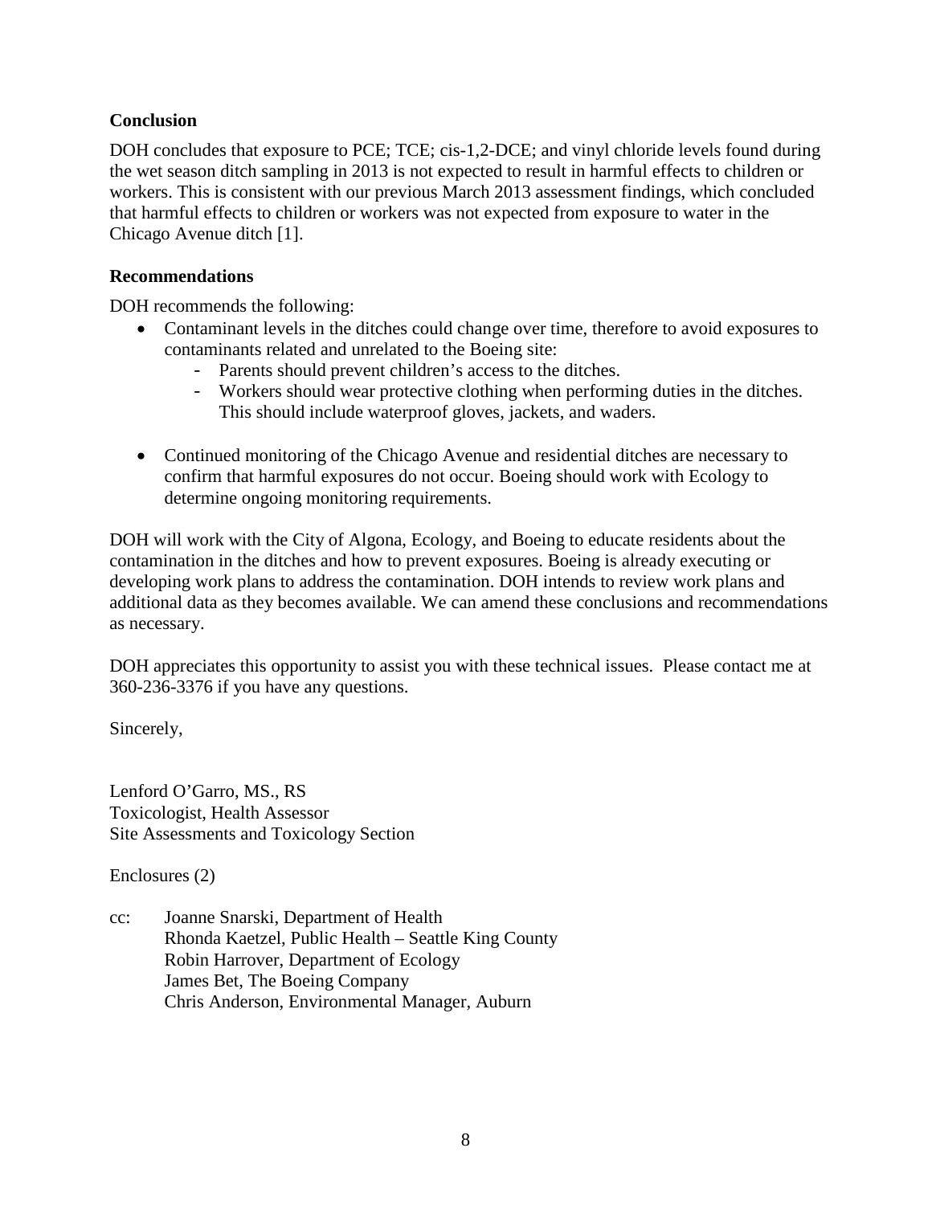**Conclusion**

DOH concludes that exposure to PCE; TCE; cis-1,2-DCE; and vinyl chloride levels found during the wet season ditch sampling in 2013 is not expected to result in harmful effects to children or workers. This is consistent with our previous March 2013 assessment findings, which concluded that harmful effects to children or workers was not expected from exposure to water in the Chicago Avenue ditch [1].

**Recommendations**

DOH recommends the following:

- Contaminant levels in the ditches could change over time, therefore to avoid exposures to contaminants related and unrelated to the Boeing site:
  - Parents should prevent children's access to the ditches.
  - Workers should wear protective clothing when performing duties in the ditches. This should include waterproof gloves, jackets, and waders.
- Continued monitoring of the Chicago Avenue and residential ditches are necessary to confirm that harmful exposures do not occur. Boeing should work with Ecology to determine ongoing monitoring requirements.

DOH will work with the City of Algona, Ecology, and Boeing to educate residents about the contamination in the ditches and how to prevent exposures. Boeing is already executing or developing work plans to address the contamination. DOH intends to review work plans and additional data as they becomes available. We can amend these conclusions and recommendations as necessary.

DOH appreciates this opportunity to assist you with these technical issues. Please contact me at 360-236-3376 if you have any questions.

Sincerely,

Lenford O'Garro, MS., RS
Toxicologist, Health Assessor
Site Assessments and Toxicology Section

Enclosures (2)

cc: Joanne Snarski, Department of Health
Rhonda Kaetzel, Public Health – Seattle King County
Robin Harrover, Department of Ecology
James Bet, The Boeing Company
Chris Anderson, Environmental Manager, Auburn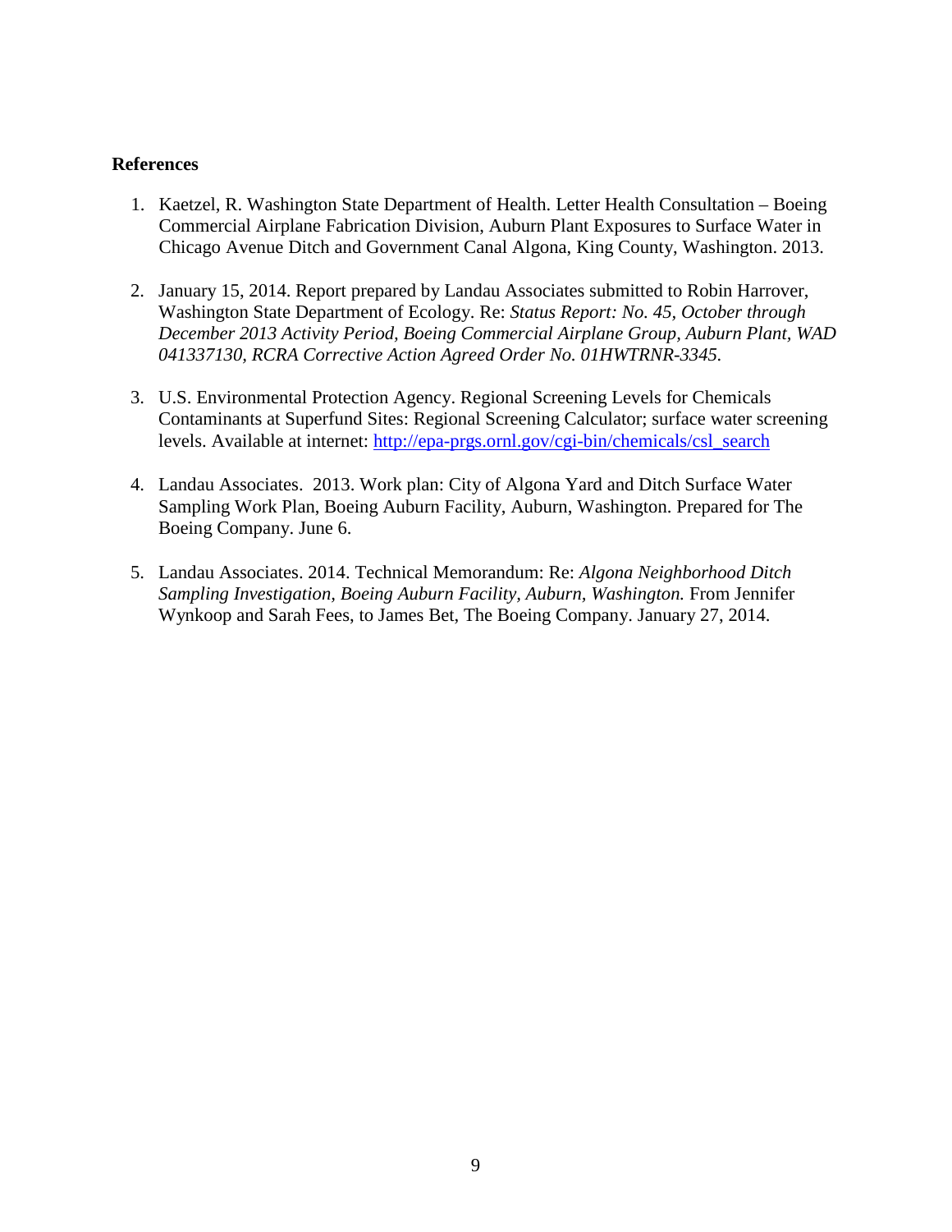**References**

1. Kaetzel, R. Washington State Department of Health. Letter Health Consultation – Boeing Commercial Airplane Fabrication Division, Auburn Plant Exposures to Surface Water in Chicago Avenue Ditch and Government Canal Algona, King County, Washington. 2013.

2. January 15, 2014. Report prepared by Landau Associates submitted to Robin Harrover, Washington State Department of Ecology. Re: *Status Report: No. 45, October through December 2013 Activity Period, Boeing Commercial Airplane Group, Auburn Plant, WAD 041337130, RCRA Corrective Action Agreed Order No. 01HWTRNR-3345.*

3. U.S. Environmental Protection Agency. Regional Screening Levels for Chemicals Contaminants at Superfund Sites: Regional Screening Calculator; surface water screening levels. Available at internet: [http://epa-prgs.ornl.gov/cgi-bin/chemicals/csl_search](http://epa-prgs.ornl.gov/cgi-bin/chemicals/csl_search)

4. Landau Associates. 2013. Work plan: City of Algona Yard and Ditch Surface Water Sampling Work Plan, Boeing Auburn Facility, Auburn, Washington. Prepared for The Boeing Company. June 6.

5. Landau Associates. 2014. Technical Memorandum: Re: *Algona Neighborhood Ditch Sampling Investigation, Boeing Auburn Facility, Auburn, Washington.* From Jennifer Wynkoop and Sarah Fees, to James Bet, The Boeing Company. January 27, 2014.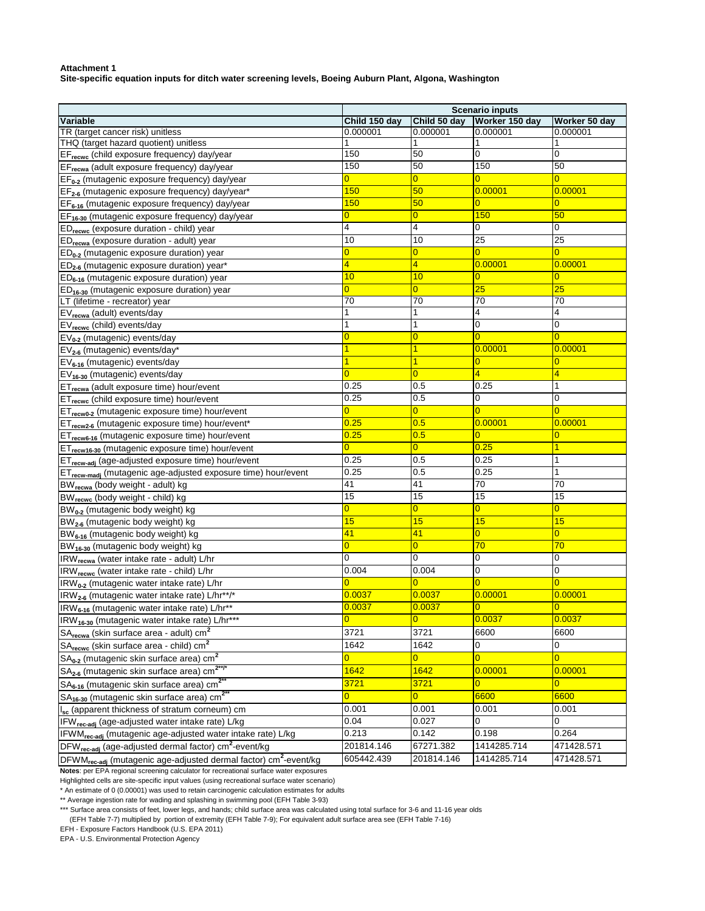**Attachment 1**

**Site-specific equation inputs for ditch water screening levels, Boeing Auburn Plant, Algona, Washington**

| | Scenario inputs | | | |
|---|---|---|---|---|
| **Variable** | **Child 150 day** | **Child 50 day** | **Worker 150 day** | **Worker 50 day** |
| TR (target cancer risk) unitless | 0.000001 | 0.000001 | 0.000001 | 0.000001 |
| THQ (target hazard quotient) unitless | 1 | 1 | 1 | 1 |
| $EF_{recwc}$ (child exposure frequency) day/year | 150 | 50 | 0 | 0 |
| $EF_{recwa}$ (adult exposure frequency) day/year | 150 | 50 | 150 | 50 |
| $EF_{0-2}$ (mutagenic exposure frequency) day/year | 0 | 0 | 0 | 0 |
| $EF_{2-6}$ (mutagenic exposure frequency) day/year* | 150 | 50 | 0.00001 | 0.00001 |
| $EF_{6-16}$ (mutagenic exposure frequency) day/year | 150 | 50 | 0 | 0 |
| $EF_{16-30}$ (mutagenic exposure frequency) day/year | 0 | 0 | 150 | 50 |
| $ED_{recwc}$ (exposure duration - child) year | 4 | 4 | 0 | 0 |
| $ED_{recwa}$ (exposure duration - adult) year | 10 | 10 | 25 | 25 |
| $ED_{0-2}$ (mutagenic exposure duration) year | 0 | 0 | 0 | 0 |
| $ED_{2-6}$ (mutagenic exposure duration) year* | 4 | 4 | 0.00001 | 0.00001 |
| $ED_{6-16}$ (mutagenic exposure duration) year | 10 | 10 | 0 | 0 |
| $ED_{16-30}$ (mutagenic exposure duration) year | 0 | 0 | 25 | 25 |
| LT (lifetime - recreator) year | 70 | 70 | 70 | 70 |
| $EV_{recwa}$ (adult) events/day | 1 | 1 | 4 | 4 |
| $EV_{recwc}$ (child) events/day | 1 | 1 | 0 | 0 |
| $EV_{0-2}$ (mutagenic) events/day | 0 | 0 | 0 | 0 |
| $EV_{2-6}$ (mutagenic) events/day* | 1 | 1 | 0.00001 | 0.00001 |
| $EV_{6-16}$ (mutagenic) events/day | 1 | 1 | 0 | 0 |
| $EV_{16-30}$ (mutagenic) events/day | 0 | 0 | 4 | 4 |
| $ET_{recwa}$ (adult exposure time) hour/event | 0.25 | 0.5 | 0.25 | 1 |
| $ET_{recwc}$ (child exposure time) hour/event | 0.25 | 0.5 | 0 | 0 |
| $ET_{recw0-2}$ (mutagenic exposure time) hour/event | 0 | 0 | 0 | 0 |
| $ET_{recw2-6}$ (mutagenic exposure time) hour/event* | 0.25 | 0.5 | 0.00001 | 0.00001 |
| $ET_{recw6-16}$ (mutagenic exposure time) hour/event | 0.25 | 0.5 | 0 | 0 |
| $ET_{recw16-30}$ (mutagenic exposure time) hour/event | 0 | 0 | 0.25 | 1 |
| $ET_{recw-adj}$ (age-adjusted exposure time) hour/event | 0.25 | 0.5 | 0.25 | 1 |
| $ET_{recw-madj}$ (mutagenic age-adjusted exposure time) hour/event | 0.25 | 0.5 | 0.25 | 1 |
| $BW_{recwa}$ (body weight - adult) kg | 41 | 41 | 70 | 70 |
| $BW_{recwc}$ (body weight - child) kg | 15 | 15 | 15 | 15 |
| $BW_{0-2}$ (mutagenic body weight) kg | 0 | 0 | 0 | 0 |
| $BW_{2-6}$ (mutagenic body weight) kg | 15 | 15 | 15 | 15 |
| $BW_{6-16}$ (mutagenic body weight) kg | 41 | 41 | 0 | 0 |
| $BW_{16-30}$ (mutagenic body weight) kg | 0 | 0 | 70 | 70 |
| $IRW_{recwa}$ (water intake rate - adult) L/hr | 0 | 0 | 0 | 0 |
| $IRW_{recwc}$ (water intake rate - child) L/hr | 0.004 | 0.004 | 0 | 0 |
| $IRW_{0-2}$ (mutagenic water intake rate) L/hr | 0 | 0 | 0 | 0 |
| $IRW_{2-6}$ (mutagenic water intake rate) L/hr**/* | 0.0037 | 0.0037 | 0.00001 | 0.00001 |
| $IRW_{6-16}$ (mutagenic water intake rate) L/hr** | 0.0037 | 0.0037 | 0 | 0 |
| $IRW_{16-30}$ (mutagenic water intake rate) L/hr*** | 0 | 0 | 0.0037 | 0.0037 |
| $SA_{recwa}$ (skin surface area - adult) $cm^2$ | 3721 | 3721 | 6600 | 6600 |
| $SA_{recwc}$ (skin surface area - child) $cm^2$ | 1642 | 1642 | 0 | 0 |
| $SA_{0-2}$ (mutagenic skin surface area) $cm^2$ | 0 | 0 | 0 | 0 |
| $SA_{2-6}$ (mutagenic skin surface area) $cm^{2**/*}$ | 1642 | 1642 | 0.00001 | 0.00001 |
| $SA_{6-16}$ (mutagenic skin surface area) $cm^{2**}$ | 3721 | 3721 | 0 | 0 |
| $SA_{16-30}$ (mutagenic skin surface area) $cm^{2**}$ | 0 | 0 | 6600 | 6600 |
| $l_{sc}$ (apparent thickness of stratum corneum) cm | 0.001 | 0.001 | 0.001 | 0.001 |
| $IFW_{rec-adj}$ (age-adjusted water intake rate) L/kg | 0.04 | 0.027 | 0 | 0 |
| $IFWM_{rec-adj}$ (mutagenic age-adjusted water intake rate) L/kg | 0.213 | 0.142 | 0.198 | 0.264 |
| $DFW_{rec-adj}$ (age-adjusted dermal factor) $cm^2$-event/kg | 201814.146 | 67271.382 | 1414285.714 | 471428.571 |
| $DFWM_{rec-adj}$ (mutagenic age-adjusted dermal factor) $cm^2$-event/kg | 605442.439 | 201814.146 | 1414285.714 | 471428.571 |

**Notes**: per EPA regional screening calculator for recreational surface water exposures

Highlighted cells are site-specific input values (using recreational surface water scenario)

* An estimate of 0 (0.00001) was used to retain carcinogenic calculation estimates for adults

** Average ingestion rate for wading and splashing in swimming pool (EFH Table 3-93)

*** Surface area consists of feet, lower legs, and hands; child surface area was calculated using total surface for 3-6 and 11-16 year olds (EFH Table 7-7) multiplied by portion of extremity (EFH Table 7-9); For equivalent adult surface area see (EFH Table 7-16)

EFH - Exposure Factors Handbook (U.S. EPA 2011)

EPA - U.S. Environmental Protection Agency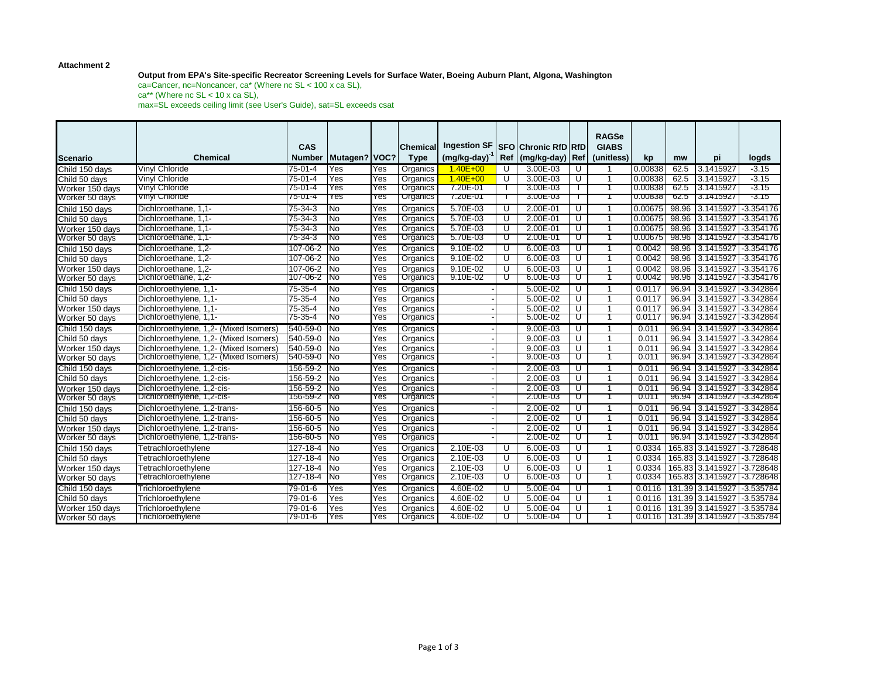**Attachment 2**

**Output from EPA's Site-specific Recreator Screening Levels for Surface Water, Boeing Auburn Plant, Algona, Washington**

ca=Cancer, nc=Noncancer, ca* (Where nc SL < 100 x ca SL),
ca** (Where nc SL < 10 x ca SL),
max=SL exceeds ceiling limit (see User's Guide), sat=SL exceeds csat

| Scenario | Chemical | CAS Number | Mutagen? | VOC? | Chemical Type | Ingestion SF (mg/kg-day)$^{-1}$ | SFO Ref | Chronic RfD (mg/kg-day) | RfD Ref | RAGSe GIABS (unitless) | kp | mw | pi | logds |
|---|---|---|---|---|---|---|---|---|---|---|---|---|---|---|
| Child 150 days | Vinyl Chloride | 75-01-4 | Yes | Yes | Organics | 1.40E+00 | U | 3.00E-03 | U | 1 | 0.00838 | 62.5 | 3.1415927 | -3.15 |
| Child 50 days | Vinyl Chloride | 75-01-4 | Yes | Yes | Organics | 1.40E+00 | U | 3.00E-03 | U | 1 | 0.00838 | 62.5 | 3.1415927 | -3.15 |
| Worker 150 days | Vinyl Chloride | 75-01-4 | Yes | Yes | Organics | 7.20E-01 | I | 3.00E-03 | I | 1 | 0.00838 | 62.5 | 3.1415927 | -3.15 |
| Worker 50 days | Vinyl Chloride | 75-01-4 | Yes | Yes | Organics | 7.20E-01 | I | 3.00E-03 | I | 1 | 0.00838 | 62.5 | 3.1415927 | -3.15 |
| Child 150 days | Dichloroethane, 1,1- | 75-34-3 | No | Yes | Organics | 5.70E-03 | U | 2.00E-01 | U | 1 | 0.00675 | 98.96 | 3.1415927 | -3.354176 |
| Child 50 days | Dichloroethane, 1,1- | 75-34-3 | No | Yes | Organics | 5.70E-03 | U | 2.00E-01 | U | 1 | 0.00675 | 98.96 | 3.1415927 | -3.354176 |
| Worker 150 days | Dichloroethane, 1,1- | 75-34-3 | No | Yes | Organics | 5.70E-03 | U | 2.00E-01 | U | 1 | 0.00675 | 98.96 | 3.1415927 | -3.354176 |
| Worker 50 days | Dichloroethane, 1,1- | 75-34-3 | No | Yes | Organics | 5.70E-03 | U | 2.00E-01 | U | 1 | 0.00675 | 98.96 | 3.1415927 | -3.354176 |
| Child 150 days | Dichloroethane, 1,2- | 107-06-2 | No | Yes | Organics | 9.10E-02 | U | 6.00E-03 | U | 1 | 0.0042 | 98.96 | 3.1415927 | -3.354176 |
| Child 50 days | Dichloroethane, 1,2- | 107-06-2 | No | Yes | Organics | 9.10E-02 | U | 6.00E-03 | U | 1 | 0.0042 | 98.96 | 3.1415927 | -3.354176 |
| Worker 150 days | Dichloroethane, 1,2- | 107-06-2 | No | Yes | Organics | 9.10E-02 | U | 6.00E-03 | U | 1 | 0.0042 | 98.96 | 3.1415927 | -3.354176 |
| Worker 50 days | Dichloroethane, 1,2- | 107-06-2 | No | Yes | Organics | 9.10E-02 | U | 6.00E-03 | U | 1 | 0.0042 | 98.96 | 3.1415927 | -3.354176 |
| Child 150 days | Dichloroethylene, 1,1- | 75-35-4 | No | Yes | Organics | - | | 5.00E-02 | U | 1 | 0.0117 | 96.94 | 3.1415927 | -3.342864 |
| Child 50 days | Dichloroethylene, 1,1- | 75-35-4 | No | Yes | Organics | - | | 5.00E-02 | U | 1 | 0.0117 | 96.94 | 3.1415927 | -3.342864 |
| Worker 150 days | Dichloroethylene, 1,1- | 75-35-4 | No | Yes | Organics | - | | 5.00E-02 | U | 1 | 0.0117 | 96.94 | 3.1415927 | -3.342864 |
| Worker 50 days | Dichloroethylene, 1,1- | 75-35-4 | No | Yes | Organics | - | | 5.00E-02 | U | 1 | 0.0117 | 96.94 | 3.1415927 | -3.342864 |
| Child 150 days | Dichloroethylene, 1,2- (Mixed Isomers) | 540-59-0 | No | Yes | Organics | - | | 9.00E-03 | U | 1 | 0.011 | 96.94 | 3.1415927 | -3.342864 |
| Child 50 days | Dichloroethylene, 1,2- (Mixed Isomers) | 540-59-0 | No | Yes | Organics | - | | 9.00E-03 | U | 1 | 0.011 | 96.94 | 3.1415927 | -3.342864 |
| Worker 150 days | Dichloroethylene, 1,2- (Mixed Isomers) | 540-59-0 | No | Yes | Organics | - | | 9.00E-03 | U | 1 | 0.011 | 96.94 | 3.1415927 | -3.342864 |
| Worker 50 days | Dichloroethylene, 1,2- (Mixed Isomers) | 540-59-0 | No | Yes | Organics | - | | 9.00E-03 | U | 1 | 0.011 | 96.94 | 3.1415927 | -3.342864 |
| Child 150 days | Dichloroethylene, 1,2-cis- | 156-59-2 | No | Yes | Organics | - | | 2.00E-03 | U | 1 | 0.011 | 96.94 | 3.1415927 | -3.342864 |
| Child 50 days | Dichloroethylene, 1,2-cis- | 156-59-2 | No | Yes | Organics | - | | 2.00E-03 | U | 1 | 0.011 | 96.94 | 3.1415927 | -3.342864 |
| Worker 150 days | Dichloroethylene, 1,2-cis- | 156-59-2 | No | Yes | Organics | - | | 2.00E-03 | U | 1 | 0.011 | 96.94 | 3.1415927 | -3.342864 |
| Worker 50 days | Dichloroethylene, 1,2-cis- | 156-59-2 | No | Yes | Organics | - | | 2.00E-03 | U | 1 | 0.011 | 96.94 | 3.1415927 | -3.342864 |
| Child 150 days | Dichloroethylene, 1,2-trans- | 156-60-5 | No | Yes | Organics | - | | 2.00E-02 | U | 1 | 0.011 | 96.94 | 3.1415927 | -3.342864 |
| Child 50 days | Dichloroethylene, 1,2-trans- | 156-60-5 | No | Yes | Organics | - | | 2.00E-02 | U | 1 | 0.011 | 96.94 | 3.1415927 | -3.342864 |
| Worker 150 days | Dichloroethylene, 1,2-trans- | 156-60-5 | No | Yes | Organics | - | | 2.00E-02 | U | 1 | 0.011 | 96.94 | 3.1415927 | -3.342864 |
| Worker 50 days | Dichloroethylene, 1,2-trans- | 156-60-5 | No | Yes | Organics | - | | 2.00E-02 | U | 1 | 0.011 | 96.94 | 3.1415927 | -3.342864 |
| Child 150 days | Tetrachloroethylene | 127-18-4 | No | Yes | Organics | 2.10E-03 | U | 6.00E-03 | U | 1 | 0.0334 | 165.83 | 3.1415927 | -3.728648 |
| Child 50 days | Tetrachloroethylene | 127-18-4 | No | Yes | Organics | 2.10E-03 | U | 6.00E-03 | U | 1 | 0.0334 | 165.83 | 3.1415927 | -3.728648 |
| Worker 150 days | Tetrachloroethylene | 127-18-4 | No | Yes | Organics | 2.10E-03 | U | 6.00E-03 | U | 1 | 0.0334 | 165.83 | 3.1415927 | -3.728648 |
| Worker 50 days | Tetrachloroethylene | 127-18-4 | No | Yes | Organics | 2.10E-03 | U | 6.00E-03 | U | 1 | 0.0334 | 165.83 | 3.1415927 | -3.728648 |
| Child 150 days | Trichloroethylene | 79-01-6 | Yes | Yes | Organics | 4.60E-02 | U | 5.00E-04 | U | 1 | 0.0116 | 131.39 | 3.1415927 | -3.535784 |
| Child 50 days | Trichloroethylene | 79-01-6 | Yes | Yes | Organics | 4.60E-02 | U | 5.00E-04 | U | 1 | 0.0116 | 131.39 | 3.1415927 | -3.535784 |
| Worker 150 days | Trichloroethylene | 79-01-6 | Yes | Yes | Organics | 4.60E-02 | U | 5.00E-04 | U | 1 | 0.0116 | 131.39 | 3.1415927 | -3.535784 |
| Worker 50 days | Trichloroethylene | 79-01-6 | Yes | Yes | Organics | 4.60E-02 | U | 5.00E-04 | U | 1 | 0.0116 | 131.39 | 3.1415927 | -3.535784 |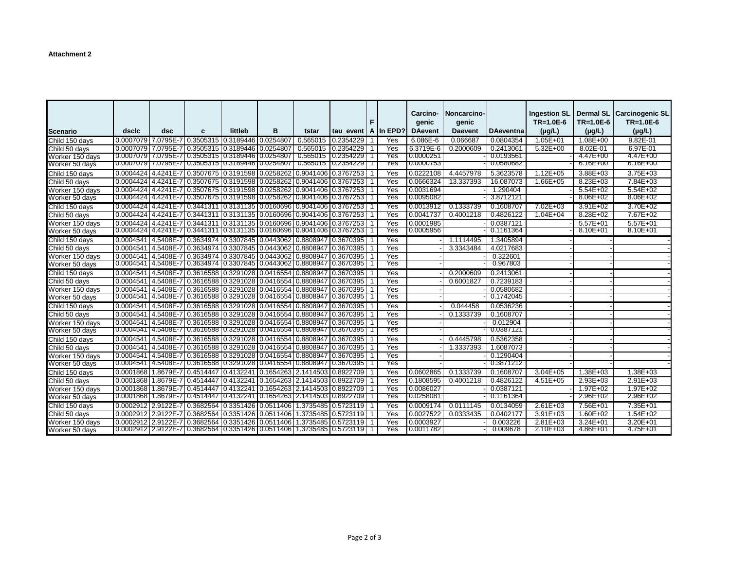**Attachment 2**

| Scenario | dsclc | dsc | c | littleb | B | tstar | tau_event | FA | In EPD? | Carcino-genic DAevent | Noncarcino-genic Daevent | DAeventna | Ingestion SL TR=1.0E-6 (µg/L) | Dermal SL TR=1.0E-6 (µg/L) | Carcinogenic SL TR=1.0E-6 (µg/L) |
|---|---|---|---|---|---|---|---|---|---|---|---|---|---|---|---|
| Child 150 days | 0.0007079 | 7.0795E-7 | 0.3505315 | 0.3189446 | 0.0254807 | 0.565015 | 0.2354229 | 1 | Yes | 6.086E-6 | 0.066687 | 0.0804354 | 1.05E+01 | 1.08E+00 | 9.82E-01 |
| Child 50 days | 0.0007079 | 7.0795E-7 | 0.3505315 | 0.3189446 | 0.0254807 | 0.565015 | 0.2354229 | 1 | Yes | 6.3719E-6 | 0.2000609 | 0.2413061 | 5.32E+00 | 8.02E-01 | 6.97E-01 |
| Worker 150 days | 0.0007079 | 7.0795E-7 | 0.3505315 | 0.3189446 | 0.0254807 | 0.565015 | 0.2354229 | 1 | Yes | 0.0000251 | - | 0.0193561 | - | 4.47E+00 | 4.47E+00 |
| Worker 50 days | 0.0007079 | 7.0795E-7 | 0.3505315 | 0.3189446 | 0.0254807 | 0.565015 | 0.2354229 | 1 | Yes | 0.0000753 | - | 0.0580682 | - | 6.16E+00 | 6.16E+00 |
| Child 150 days | 0.0004424 | 4.4241E-7 | 0.3507675 | 0.3191598 | 0.0258262 | 0.9041406 | 0.3767253 | 1 | Yes | 0.0222108 | 4.4457978 | 5.3623578 | 1.12E+05 | 3.88E+03 | 3.75E+03 |
| Child 50 days | 0.0004424 | 4.4241E-7 | 0.3507675 | 0.3191598 | 0.0258262 | 0.9041406 | 0.3767253 | 1 | Yes | 0.0666324 | 13.337393 | 16.087073 | 1.66E+05 | 8.23E+03 | 7.84E+03 |
| Worker 150 days | 0.0004424 | 4.4241E-7 | 0.3507675 | 0.3191598 | 0.0258262 | 0.9041406 | 0.3767253 | 1 | Yes | 0.0031694 | - | 1.290404 | - | 5.54E+02 | 5.54E+02 |
| Worker 50 days | 0.0004424 | 4.4241E-7 | 0.3507675 | 0.3191598 | 0.0258262 | 0.9041406 | 0.3767253 | 1 | Yes | 0.0095082 | - | 3.8712121 | - | 8.06E+02 | 8.06E+02 |
| Child 150 days | 0.0004424 | 4.4241E-7 | 0.3441311 | 0.3131135 | 0.0160696 | 0.9041406 | 0.3767253 | 1 | Yes | 0.0013912 | 0.1333739 | 0.1608707 | 7.02E+03 | 3.91E+02 | 3.70E+02 |
| Child 50 days | 0.0004424 | 4.4241E-7 | 0.3441311 | 0.3131135 | 0.0160696 | 0.9041406 | 0.3767253 | 1 | Yes | 0.0041737 | 0.4001218 | 0.4826122 | 1.04E+04 | 8.28E+02 | 7.67E+02 |
| Worker 150 days | 0.0004424 | 4.4241E-7 | 0.3441311 | 0.3131135 | 0.0160696 | 0.9041406 | 0.3767253 | 1 | Yes | 0.0001985 | - | 0.0387121 | - | 5.57E+01 | 5.57E+01 |
| Worker 50 days | 0.0004424 | 4.4241E-7 | 0.3441311 | 0.3131135 | 0.0160696 | 0.9041406 | 0.3767253 | 1 | Yes | 0.0005956 | - | 0.1161364 | - | 8.10E+01 | 8.10E+01 |
| Child 150 days | 0.0004541 | 4.5408E-7 | 0.3634974 | 0.3307845 | 0.0443062 | 0.8808947 | 0.3670395 | 1 | Yes | - | 1.1114495 | 1.3405894 | - | - | - |
| Child 50 days | 0.0004541 | 4.5408E-7 | 0.3634974 | 0.3307845 | 0.0443062 | 0.8808947 | 0.3670395 | 1 | Yes | - | 3.3343484 | 4.0217683 | - | - | - |
| Worker 150 days | 0.0004541 | 4.5408E-7 | 0.3634974 | 0.3307845 | 0.0443062 | 0.8808947 | 0.3670395 | 1 | Yes | - | - | 0.322601 | - | - | - |
| Worker 50 days | 0.0004541 | 4.5408E-7 | 0.3634974 | 0.3307845 | 0.0443062 | 0.8808947 | 0.3670395 | 1 | Yes | - | - | 0.967803 | - | - | - |
| Child 150 days | 0.0004541 | 4.5408E-7 | 0.3616588 | 0.3291028 | 0.0416554 | 0.8808947 | 0.3670395 | 1 | Yes | - | 0.2000609 | 0.2413061 | - | - | - |
| Child 50 days | 0.0004541 | 4.5408E-7 | 0.3616588 | 0.3291028 | 0.0416554 | 0.8808947 | 0.3670395 | 1 | Yes | - | 0.6001827 | 0.7239183 | - | - | - |
| Worker 150 days | 0.0004541 | 4.5408E-7 | 0.3616588 | 0.3291028 | 0.0416554 | 0.8808947 | 0.3670395 | 1 | Yes | - | - | 0.0580682 | - | - | - |
| Worker 50 days | 0.0004541 | 4.5408E-7 | 0.3616588 | 0.3291028 | 0.0416554 | 0.8808947 | 0.3670395 | 1 | Yes | - | - | 0.1742045 | - | - | - |
| Child 150 days | 0.0004541 | 4.5408E-7 | 0.3616588 | 0.3291028 | 0.0416554 | 0.8808947 | 0.3670395 | 1 | Yes | - | 0.044458 | 0.0536236 | - | - | - |
| Child 50 days | 0.0004541 | 4.5408E-7 | 0.3616588 | 0.3291028 | 0.0416554 | 0.8808947 | 0.3670395 | 1 | Yes | - | 0.1333739 | 0.1608707 | - | - | - |
| Worker 150 days | 0.0004541 | 4.5408E-7 | 0.3616588 | 0.3291028 | 0.0416554 | 0.8808947 | 0.3670395 | 1 | Yes | - | - | 0.012904 | - | - | - |
| Worker 50 days | 0.0004541 | 4.5408E-7 | 0.3616588 | 0.3291028 | 0.0416554 | 0.8808947 | 0.3670395 | 1 | Yes | - | - | 0.0387121 | - | - | - |
| Child 150 days | 0.0004541 | 4.5408E-7 | 0.3616588 | 0.3291028 | 0.0416554 | 0.8808947 | 0.3670395 | 1 | Yes | - | 0.4445798 | 0.5362358 | - | - | - |
| Child 50 days | 0.0004541 | 4.5408E-7 | 0.3616588 | 0.3291028 | 0.0416554 | 0.8808947 | 0.3670395 | 1 | Yes | - | 1.3337393 | 1.6087073 | - | - | - |
| Worker 150 days | 0.0004541 | 4.5408E-7 | 0.3616588 | 0.3291028 | 0.0416554 | 0.8808947 | 0.3670395 | 1 | Yes | - | - | 0.1290404 | - | - | - |
| Worker 50 days | 0.0004541 | 4.5408E-7 | 0.3616588 | 0.3291028 | 0.0416554 | 0.8808947 | 0.3670395 | 1 | Yes | - | - | 0.3871212 | - | - | - |
| Child 150 days | 0.0001868 | 1.8679E-7 | 0.4514447 | 0.4132241 | 0.1654263 | 2.1414503 | 0.8922709 | 1 | Yes | 0.0602865 | 0.1333739 | 0.1608707 | 3.04E+05 | 1.38E+03 | 1.38E+03 |
| Child 50 days | 0.0001868 | 1.8679E-7 | 0.4514447 | 0.4132241 | 0.1654263 | 2.1414503 | 0.8922709 | 1 | Yes | 0.1808595 | 0.4001218 | 0.4826122 | 4.51E+05 | 2.93E+03 | 2.91E+03 |
| Worker 150 days | 0.0001868 | 1.8679E-7 | 0.4514447 | 0.4132241 | 0.1654263 | 2.1414503 | 0.8922709 | 1 | Yes | 0.0086027 | - | 0.0387121 | - | 1.97E+02 | 1.97E+02 |
| Worker 50 days | 0.0001868 | 1.8679E-7 | 0.4514447 | 0.4132241 | 0.1654263 | 2.1414503 | 0.8922709 | 1 | Yes | 0.0258081 | - | 0.1161364 | - | 2.96E+02 | 2.96E+02 |
| Child 150 days | 0.0002912 | 2.9122E-7 | 0.3682564 | 0.3351426 | 0.0511406 | 1.3735485 | 0.5723119 | 1 | Yes | 0.0009174 | 0.0111145 | 0.0134059 | 2.61E+03 | 7.56E+01 | 7.35E+01 |
| Child 50 days | 0.0002912 | 2.9122E-7 | 0.3682564 | 0.3351426 | 0.0511406 | 1.3735485 | 0.5723119 | 1 | Yes | 0.0027522 | 0.0333435 | 0.0402177 | 3.91E+03 | 1.60E+02 | 1.54E+02 |
| Worker 150 days | 0.0002912 | 2.9122E-7 | 0.3682564 | 0.3351426 | 0.0511406 | 1.3735485 | 0.5723119 | 1 | Yes | 0.0003927 | - | 0.003226 | 2.81E+03 | 3.24E+01 | 3.20E+01 |
| Worker 50 days | 0.0002912 | 2.9122E-7 | 0.3682564 | 0.3351426 | 0.0511406 | 1.3735485 | 0.5723119 | 1 | Yes | 0.0011782 | - | 0.009678 | 2.10E+03 | 4.86E+01 | 4.75E+01 |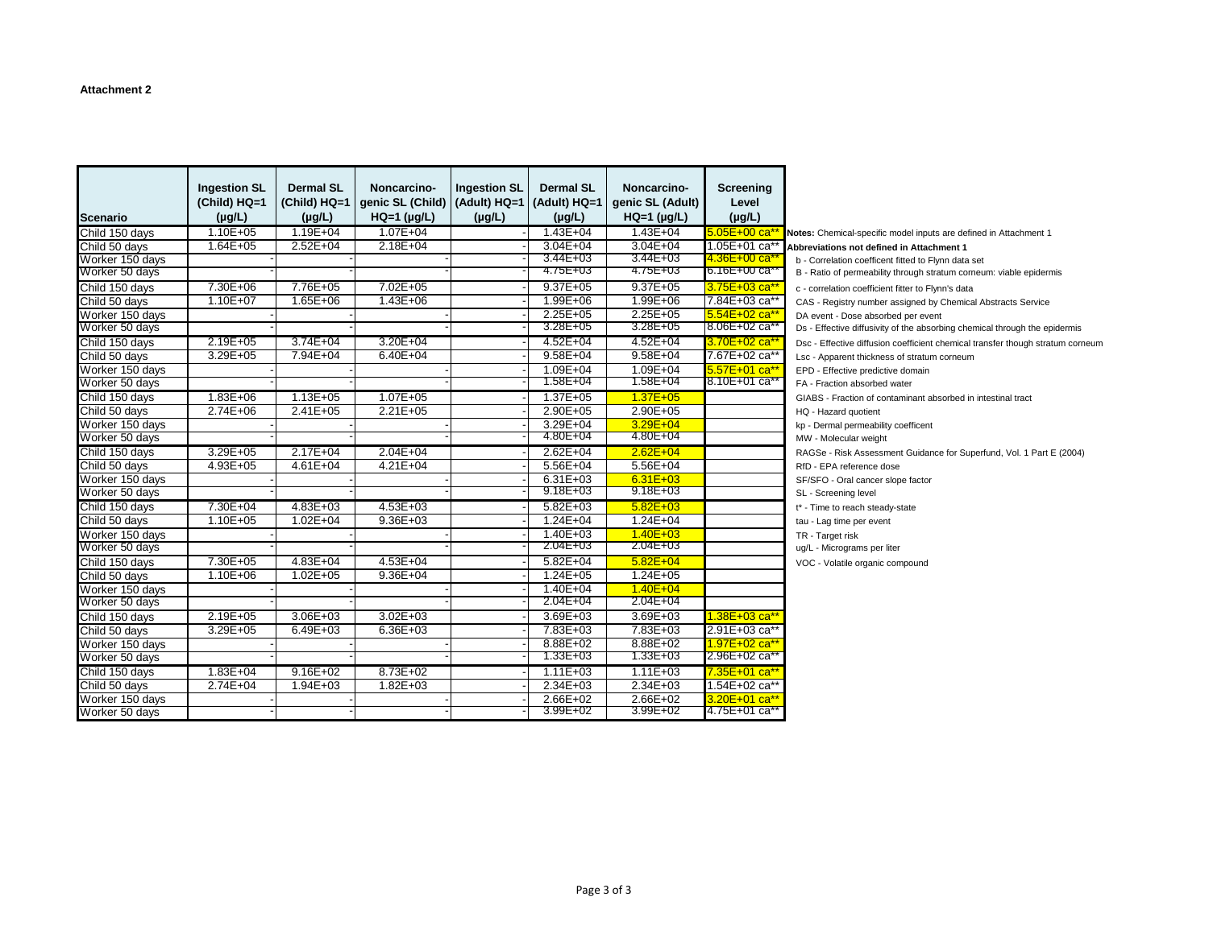**Attachment 2**

| Scenario | Ingestion SL (Child) HQ=1 (µg/L) | Dermal SL (Child) HQ=1 (µg/L) | Noncarcino-genic SL (Child) HQ=1 (µg/L) | Ingestion SL (Adult) HQ=1 (µg/L) | Dermal SL (Adult) HQ=1 (µg/L) | Noncarcino-genic SL (Adult) HQ=1 (µg/L) | Screening Level (µg/L) |
|---|---|---|---|---|---|---|---|
| Child 150 days | 1.10E+05 | 1.19E+04 | 1.07E+04 | - | 1.43E+04 | 1.43E+04 | 5.05E+00 ca** |
| Child 50 days | 1.64E+05 | 2.52E+04 | 2.18E+04 | - | 3.04E+04 | 3.04E+04 | 1.05E+01 ca** |
| Worker 150 days | - | - | - | - | 3.44E+03 | 3.44E+03 | 4.36E+00 ca** |
| Worker 50 days | - | - | - | - | 4.75E+03 | 4.75E+03 | 6.16E+00 ca** |
| Child 150 days | 7.30E+06 | 7.76E+05 | 7.02E+05 | - | 9.37E+05 | 9.37E+05 | 3.75E+03 ca** |
| Child 50 days | 1.10E+07 | 1.65E+06 | 1.43E+06 | - | 1.99E+06 | 1.99E+06 | 7.84E+03 ca** |
| Worker 150 days | - | - | - | - | 2.25E+05 | 2.25E+05 | 5.54E+02 ca** |
| Worker 50 days | - | - | - | - | 3.28E+05 | 3.28E+05 | 8.06E+02 ca** |
| Child 150 days | 2.19E+05 | 3.74E+04 | 3.20E+04 | - | 4.52E+04 | 4.52E+04 | 3.70E+02 ca** |
| Child 50 days | 3.29E+05 | 7.94E+04 | 6.40E+04 | - | 9.58E+04 | 9.58E+04 | 7.67E+02 ca** |
| Worker 150 days | - | - | - | - | 1.09E+04 | 1.09E+04 | 5.57E+01 ca** |
| Worker 50 days | - | - | - | - | 1.58E+04 | 1.58E+04 | 8.10E+01 ca** |
| Child 150 days | 1.83E+06 | 1.13E+05 | 1.07E+05 | - | 1.37E+05 | 1.37E+05 | |
| Child 50 days | 2.74E+06 | 2.41E+05 | 2.21E+05 | - | 2.90E+05 | 2.90E+05 | |
| Worker 150 days | - | - | - | - | 3.29E+04 | 3.29E+04 | |
| Worker 50 days | - | - | - | - | 4.80E+04 | 4.80E+04 | |
| Child 150 days | 3.29E+05 | 2.17E+04 | 2.04E+04 | - | 2.62E+04 | 2.62E+04 | |
| Child 50 days | 4.93E+05 | 4.61E+04 | 4.21E+04 | - | 5.56E+04 | 5.56E+04 | |
| Worker 150 days | - | - | - | - | 6.31E+03 | 6.31E+03 | |
| Worker 50 days | - | - | - | - | 9.18E+03 | 9.18E+03 | |
| Child 150 days | 7.30E+04 | 4.83E+03 | 4.53E+03 | - | 5.82E+03 | 5.82E+03 | |
| Child 50 days | 1.10E+05 | 1.02E+04 | 9.36E+03 | - | 1.24E+04 | 1.24E+04 | |
| Worker 150 days | - | - | - | - | 1.40E+03 | 1.40E+03 | |
| Worker 50 days | - | - | - | - | 2.04E+03 | 2.04E+03 | |
| Child 150 days | 7.30E+05 | 4.83E+04 | 4.53E+04 | - | 5.82E+04 | 5.82E+04 | |
| Child 50 days | 1.10E+06 | 1.02E+05 | 9.36E+04 | - | 1.24E+05 | 1.24E+05 | |
| Worker 150 days | - | - | - | - | 1.40E+04 | 1.40E+04 | |
| Worker 50 days | - | - | - | - | 2.04E+04 | 2.04E+04 | |
| Child 150 days | 2.19E+05 | 3.06E+03 | 3.02E+03 | - | 3.69E+03 | 3.69E+03 | 1.38E+03 ca** |
| Child 50 days | 3.29E+05 | 6.49E+03 | 6.36E+03 | - | 7.83E+03 | 7.83E+03 | 2.91E+03 ca** |
| Worker 150 days | - | - | - | - | 8.88E+02 | 8.88E+02 | 1.97E+02 ca** |
| Worker 50 days | - | - | - | - | 1.33E+03 | 1.33E+03 | 2.96E+02 ca** |
| Child 150 days | 1.83E+04 | 9.16E+02 | 8.73E+02 | - | 1.11E+03 | 1.11E+03 | 7.35E+01 ca** |
| Child 50 days | 2.74E+04 | 1.94E+03 | 1.82E+03 | - | 2.34E+03 | 2.34E+03 | 1.54E+02 ca** |
| Worker 150 days | - | - | - | - | 2.66E+02 | 2.66E+02 | 3.20E+01 ca** |
| Worker 50 days | - | - | - | - | 3.99E+02 | 3.99E+02 | 4.75E+01 ca** |

**Notes:** Chemical-specific model inputs are defined in Attachment 1

**Abbreviations not defined in Attachment 1**

- b - Correlation coefficent fitted to Flynn data set
- B - Ratio of permeability through stratum corneum: viable epidermis
- c - correlation coefficient fitter to Flynn's data
- CAS - Registry number assigned by Chemical Abstracts Service
- DA event - Dose absorbed per event
- Ds - Effective diffusivity of the absorbing chemical through the epidermis
- Dsc - Effective diffusion coefficient chemical transfer though stratum corneum
- Lsc - Apparent thickness of stratum corneum
- EPD - Effective predictive domain
- FA - Fraction absorbed water
- GIABS - Fraction of contaminant absorbed in intestinal tract
- HQ - Hazard quotient
- kp - Dermal permeability coefficent
- MW - Molecular weight
- RAGSe - Risk Assessment Guidance for Superfund, Vol. 1 Part E (2004)
- RfD - EPA reference dose
- SF/SFO - Oral cancer slope factor
- SL - Screening level
- t* - Time to reach steady-state
- tau - Lag time per event
- TR - Target risk
- ug/L - Micrograms per liter
- VOC - Volatile organic compound